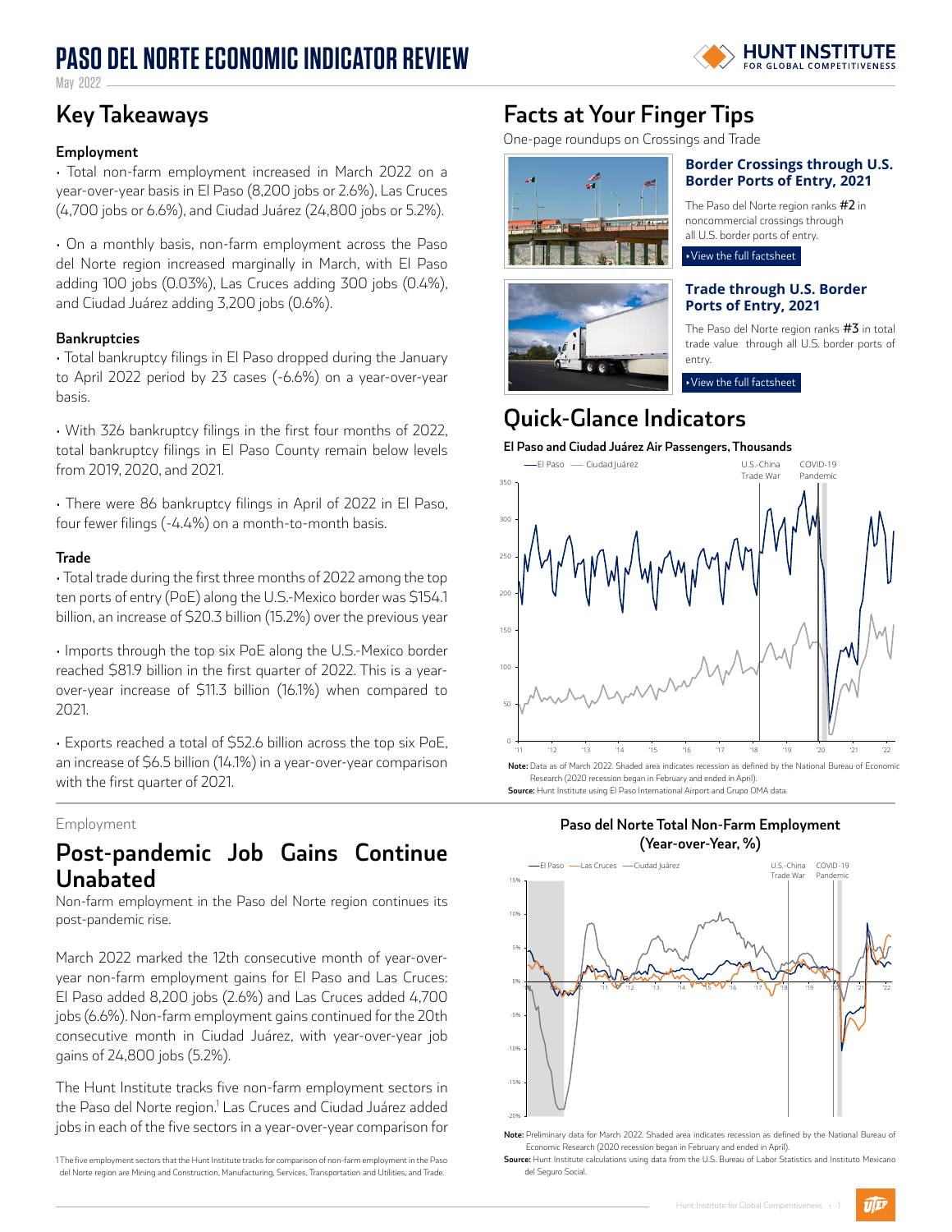# PASO DEL NORTE ECONOMIC INDICATOR REVIEW

May 2022

## Key Takeaways

### Employment

• Total non-farm employment increased in March 2022 on a year-over-year basis in El Paso (8,200 jobs or 2.6%), Las Cruces (4,700 jobs or 6.6%), and Ciudad Juárez (24,800 jobs or 5.2%).

• On a monthly basis, non-farm employment across the Paso del Norte region increased marginally in March, with El Paso adding 100 jobs (0.03%), Las Cruces adding 300 jobs (0.4%), and Ciudad Juárez adding 3,200 jobs (0.6%).

### Bankruptcies

• Total bankruptcy filings in El Paso dropped during the January to April 2022 period by 23 cases (-6.6%) on a year-over-year basis.

• With 326 bankruptcy filings in the first four months of 2022, total bankruptcy filings in El Paso County remain below levels from 2019, 2020, and 2021.

• There were 86 bankruptcy filings in April of 2022 in El Paso, four fewer filings (-4.4%) on a month-to-month basis.

### Trade

• Total trade during the first three months of 2022 among the top ten ports of entry (PoE) along the U.S.-Mexico border was $154.1 billion, an increase of $20.3 billion (15.2%) over the previous year

• Imports through the top six PoE along the U.S.-Mexico border reached $81.9 billion in the first quarter of 2022. This is a year-over-year increase of $11.3 billion (16.1%) when compared to 2021.

• Exports reached a total of $52.6 billion across the top six PoE, an increase of $6.5 billion (14.1%) in a year-over-year comparison with the first quarter of 2021.

## Facts at Your Finger Tips

One-page roundups on Crossings and Trade

### Border Crossings through U.S. Border Ports of Entry, 2021

The Paso del Norte region ranks **#2** in noncommercial crossings through all U.S. border ports of entry.

‣View the full factsheet

### Trade through U.S. Border Ports of Entry, 2021

The Paso del Norte region ranks **#3** in total trade value through all U.S. border ports of entry.

‣View the full factsheet

## Quick-Glance Indicators

**El Paso and Ciudad Juárez Air Passengers, Thousands**

**Note:** Data as of March 2022. Shaded area indicates recession as defined by the National Bureau of Economic Research (2020 recession began in February and ended in April).

**Source:** Hunt Institute using El Paso International Airport and Grupo OMA data.

Employment

## Post-pandemic Job Gains Continue Unabated

Non-farm employment in the Paso del Norte region continues its post-pandemic rise.

March 2022 marked the 12th consecutive month of year-over-year non-farm employment gains for El Paso and Las Cruces: El Paso added 8,200 jobs (2.6%) and Las Cruces added 4,700 jobs (6.6%). Non-farm employment gains continued for the 20th consecutive month in Ciudad Juárez, with year-over-year job gains of 24,800 jobs (5.2%).

The Hunt Institute tracks five non-farm employment sectors in the Paso del Norte region.[1] Las Cruces and Ciudad Juárez added jobs in each of the five sectors in a year-over-year comparison for

**Paso del Norte Total Non-Farm Employment (Year-over-Year, %)**

**Note:** Preliminary data for March 2022. Shaded area indicates recession as defined by the National Bureau of Economic Research (2020 recession began in February and ended in April).

**Source:** Hunt Institute calculations using data from the U.S. Bureau of Labor Statistics and Instituto Mexicano del Seguro Social.

[1] The five employment sectors that the Hunt Institute tracks for comparison of non-farm employment in the Paso del Norte region are Mining and Construction, Manufacturing, Services, Transportation and Utilities, and Trade.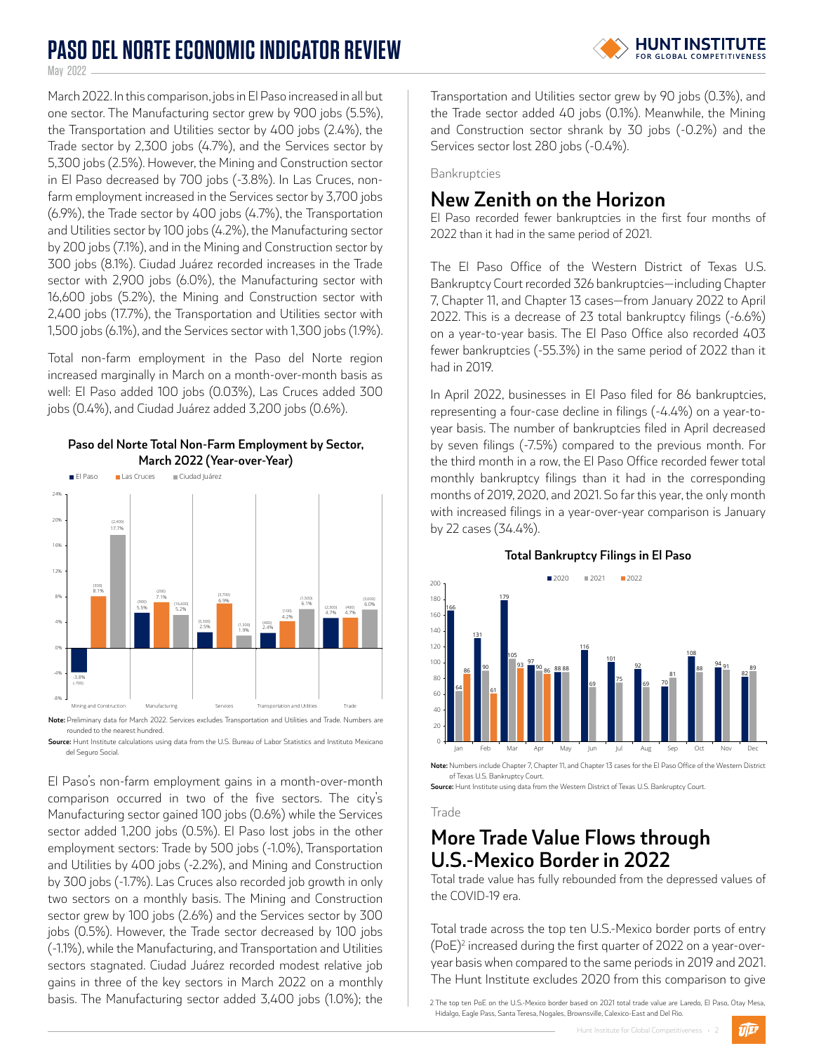March 2022. In this comparison, jobs in El Paso increased in all but one sector. The Manufacturing sector grew by 900 jobs (5.5%), the Transportation and Utilities sector by 400 jobs (2.4%), the Trade sector by 2,300 jobs (4.7%), and the Services sector by 5,300 jobs (2.5%). However, the Mining and Construction sector in El Paso decreased by 700 jobs (-3.8%). In Las Cruces, non-farm employment increased in the Services sector by 3,700 jobs (6.9%), the Trade sector by 400 jobs (4.7%), the Transportation and Utilities sector by 100 jobs (4.2%), the Manufacturing sector by 200 jobs (7.1%), and in the Mining and Construction sector by 300 jobs (8.1%). Ciudad Juárez recorded increases in the Trade sector with 2,900 jobs (6.0%), the Manufacturing sector with 16,600 jobs (5.2%), the Mining and Construction sector with 2,400 jobs (17.7%), the Transportation and Utilities sector with 1,500 jobs (6.1%), and the Services sector with 1,300 jobs (1.9%).

Total non-farm employment in the Paso del Norte region increased marginally in March on a month-over-month basis as well: El Paso added 100 jobs (0.03%), Las Cruces added 300 jobs (0.4%), and Ciudad Juárez added 3,200 jobs (0.6%).

**Paso del Norte Total Non-Farm Employment by Sector, March 2022 (Year-over-Year)**

| Sector | El Paso | Las Cruces | Ciudad Juárez |
|---|---|---|---|
| Mining and Construction | -3.8% (-700) | 8.1% (300) | 17.7% (2,400) |
| Manufacturing | 5.5% (900) | 7.1% (200) | 5.2% (16,600) |
| Services | 2.5% (5,300) | 6.9% (3,700) | 1.9% (1,300) |
| Transportation and Utilities | 2.4% (400) | 4.2% (100) | 6.1% (1,500) |
| Trade | 4.7% (2,300) | 4.7% (400) | 6.0% (3,000) |

**Note:** Preliminary data for March 2022. Services excludes Transportation and Utilities and Trade. Numbers are rounded to the nearest hundred.

**Source:** Hunt Institute calculations using data from the U.S. Bureau of Labor Statistics and Instituto Mexicano del Seguro Social.

El Paso's non-farm employment gains in a month-over-month comparison occurred in two of the five sectors. The city's Manufacturing sector gained 100 jobs (0.6%) while the Services sector added 1,200 jobs (0.5%). El Paso lost jobs in the other employment sectors: Trade by 500 jobs (-1.0%), Transportation and Utilities by 400 jobs (-2.2%), and Mining and Construction by 300 jobs (-1.7%). Las Cruces also recorded job growth in only two sectors on a monthly basis. The Mining and Construction sector grew by 100 jobs (2.6%) and the Services sector by 300 jobs (0.5%). However, the Trade sector decreased by 100 jobs (-1.1%), while the Manufacturing, and Transportation and Utilities sectors stagnated. Ciudad Juárez recorded modest relative job gains in three of the key sectors in March 2022 on a monthly basis. The Manufacturing sector added 3,400 jobs (1.0%); the Transportation and Utilities sector grew by 90 jobs (0.3%), and the Trade sector added 40 jobs (0.1%). Meanwhile, the Mining and Construction sector shrank by 30 jobs (-0.2%) and the Services sector lost 280 jobs (-0.4%).

Bankruptcies

## New Zenith on the Horizon

El Paso recorded fewer bankruptcies in the first four months of 2022 than it had in the same period of 2021.

The El Paso Office of the Western District of Texas U.S. Bankruptcy Court recorded 326 bankruptcies—including Chapter 7, Chapter 11, and Chapter 13 cases—from January 2022 to April 2022. This is a decrease of 23 total bankruptcy filings (-6.6%) on a year-to-year basis. The El Paso Office also recorded 403 fewer bankruptcies (-55.3%) in the same period of 2022 than it had in 2019.

In April 2022, businesses in El Paso filed for 86 bankruptcies, representing a four-case decline in filings (-4.4%) on a year-to-year basis. The number of bankruptcies filed in April decreased by seven filings (-7.5%) compared to the previous month. For the third month in a row, the El Paso Office recorded fewer total monthly bankruptcy filings than it had in the corresponding months of 2019, 2020, and 2021. So far this year, the only month with increased filings in a year-over-year comparison is January by 22 cases (34.4%).

**Total Bankruptcy Filings in El Paso**

| Month | 2020 | 2021 | 2022 |
|---|---|---|---|
| Jan | 166 | 64 | 86 |
| Feb | 131 | 90 | 61 |
| Mar | 179 | 105 | 93 |
| Apr | 97 | 90 | 86 |
| May | 88 | 88 | |
| Jun | 116 | 69 | |
| Jul | 101 | 75 | |
| Aug | 92 | 69 | |
| Sep | 70 | 81 | |
| Oct | 108 | 88 | |
| Nov | 94 | 91 | |
| Dec | 82 | 89 | |

**Note:** Numbers include Chapter 7, Chapter 11, and Chapter 13 cases for the El Paso Office of the Western District of Texas U.S. Bankruptcy Court.

**Source:** Hunt Institute using data from the Western District of Texas U.S. Bankruptcy Court.

Trade

## More Trade Value Flows through U.S.-Mexico Border in 2022

Total trade value has fully rebounded from the depressed values of the COVID-19 era.

Total trade across the top ten U.S.-Mexico border ports of entry (PoE)[2] increased during the first quarter of 2022 on a year-over-year basis when compared to the same periods in 2019 and 2021. The Hunt Institute excludes 2020 from this comparison to give

[2] The top ten PoE on the U.S.-Mexico border based on 2021 total trade value are Laredo, El Paso, Otay Mesa, Hidalgo, Eagle Pass, Santa Teresa, Nogales, Brownsville, Calexico-East and Del Rio.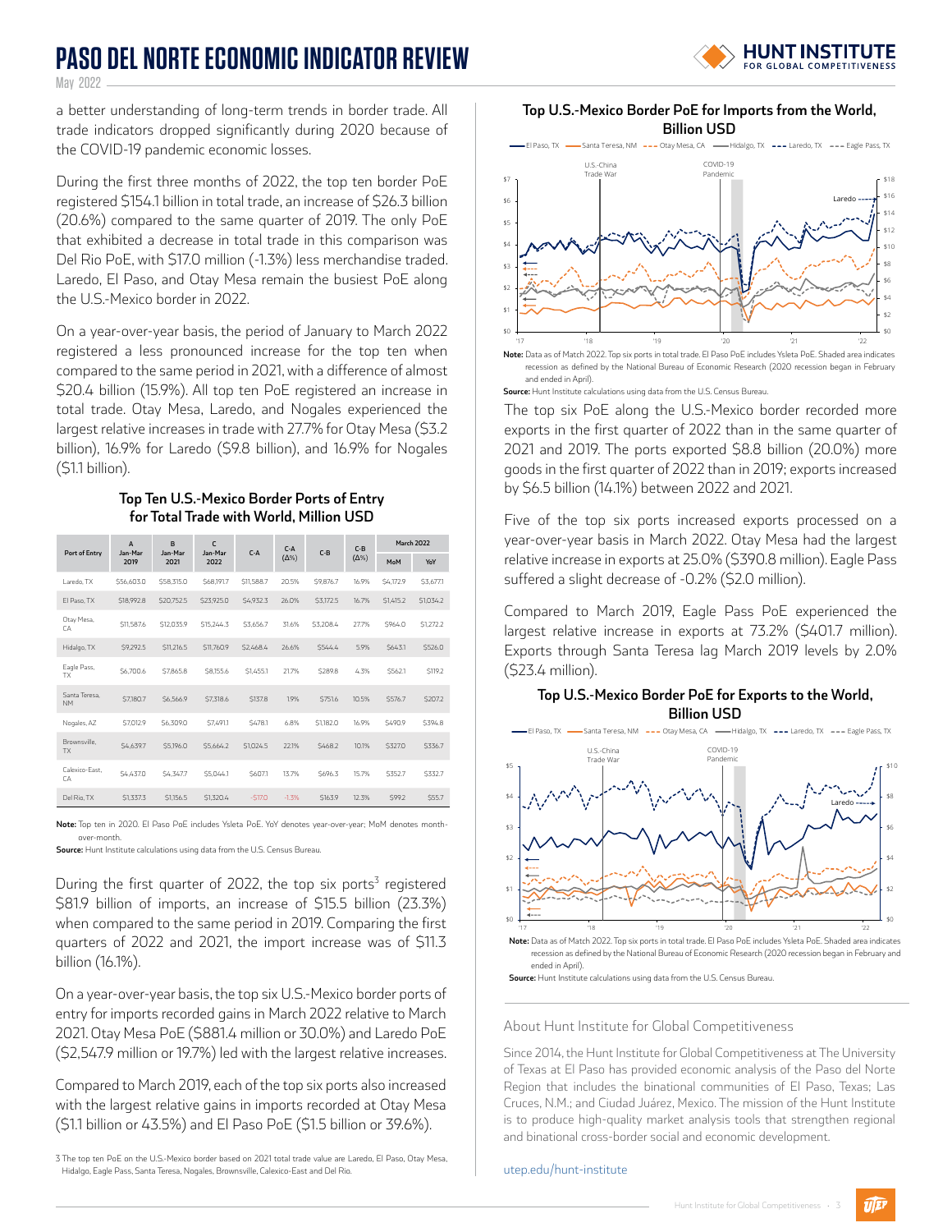a better understanding of long-term trends in border trade. All trade indicators dropped significantly during 2020 because of the COVID-19 pandemic economic losses.

During the first three months of 2022, the top ten border PoE registered $154.1 billion in total trade, an increase of $26.3 billion (20.6%) compared to the same quarter of 2019. The only PoE that exhibited a decrease in total trade in this comparison was Del Rio PoE, with $17.0 million (-1.3%) less merchandise traded. Laredo, El Paso, and Otay Mesa remain the busiest PoE along the U.S.-Mexico border in 2022.

On a year-over-year basis, the period of January to March 2022 registered a less pronounced increase for the top ten when compared to the same period in 2021, with a difference of almost $20.4 billion (15.9%). All top ten PoE registered an increase in total trade. Otay Mesa, Laredo, and Nogales experienced the largest relative increases in trade with 27.7% for Otay Mesa ($3.2 billion), 16.9% for Laredo ($9.8 billion), and 16.9% for Nogales ($1.1 billion).

### Top Ten U.S.-Mexico Border Ports of Entry for Total Trade with World, Million USD

| Port of Entry | A Jan-Mar 2019 | B Jan-Mar 2021 | C Jan-Mar 2022 | C-A | C-A (Δ%) | C-B | C-B (Δ%) | March 2022 | |
|---|---|---|---|---|---|---|---|---|---|
| | | | | | | | | MoM | YoY |
| Laredo, TX | $56,603.0 | $58,315.0 | $68,191.7 | $11,588.7 | 20.5% | $9,876.7 | 16.9% | $4,172.9 | $3,677.1 |
| El Paso, TX | $18,992.8 | $20,752.5 | $23,925.0 | $4,932.3 | 26.0% | $3,172.5 | 16.7% | $1,415.2 | $1,034.2 |
| Otay Mesa, CA | $11,587.6 | $12,035.9 | $15,244.3 | $3,656.7 | 31.6% | $3,208.4 | 27.7% | $964.0 | $1,272.2 |
| Hidalgo, TX | $9,292.5 | $11,216.5 | $11,760.9 | $2,468.4 | 26.6% | $544.4 | 5.9% | $643.1 | $526.0 |
| Eagle Pass, TX | $6,700.6 | $7,865.8 | $8,155.6 | $1,455.1 | 21.7% | $289.8 | 4.3% | $562.1 | $119.2 |
| Santa Teresa, NM | $7,180.7 | $6,566.9 | $7,318.6 | $137.8 | 1.9% | $751.6 | 10.5% | $576.7 | $207.2 |
| Nogales, AZ | $7,012.9 | $6,309.0 | $7,491.1 | $478.1 | 6.8% | $1,182.0 | 16.9% | $490.9 | $394.8 |
| Brownsville, TX | $4,639.7 | $5,196.0 | $5,664.2 | $1,024.5 | 22.1% | $468.2 | 10.1% | $327.0 | $336.7 |
| Calexico-East, CA | $4,437.0 | $4,347.7 | $5,044.1 | $607.1 | 13.7% | $696.3 | 15.7% | $352.7 | $332.7 |
| Del Rio, TX | $1,337.3 | $1,156.5 | $1,320.4 | -$17.0 | -1.3% | $163.9 | 12.3% | $99.2 | $55.7 |

**Note:** Top ten in 2020. El Paso PoE includes Ysleta PoE. YoY denotes year-over-year; MoM denotes month-over-month.

**Source:** Hunt Institute calculations using data from the U.S. Census Bureau.

During the first quarter of 2022, the top six ports[3] registered $81.9 billion of imports, an increase of $15.5 billion (23.3%) when compared to the same period in 2019. Comparing the first quarters of 2022 and 2021, the import increase was of $11.3 billion (16.1%).

On a year-over-year basis, the top six U.S.-Mexico border ports of entry for imports recorded gains in March 2022 relative to March 2021. Otay Mesa PoE ($881.4 million or 30.0%) and Laredo PoE ($2,547.9 million or 19.7%) led with the largest relative increases.

Compared to March 2019, each of the top six ports also increased with the largest relative gains in imports recorded at Otay Mesa ($1.1 billion or 43.5%) and El Paso PoE ($1.5 billion or 39.6%).

3 The top ten PoE on the U.S.-Mexico border based on 2021 total trade value are Laredo, El Paso, Otay Mesa, Hidalgo, Eagle Pass, Santa Teresa, Nogales, Brownsville, Calexico-East and Del Rio.

### Top U.S.-Mexico Border PoE for Imports from the World, Billion USD

El Paso, TX
Santa Teresa, NM
Otay Mesa, CA
Hidalgo, TX
Laredo, TX
Eagle Pass, TX
U.S.-China Trade War
COVID-19 Pandemic
Laredo
$7
$6
$5
$4
$3
$2
$1
$0
$18
$16
$14
$12
$10
$8
$6
$4
$2
$0
'17
'18
'19
'20
'21
'22

**Note:** Data as of Match 2022. Top six ports in total trade. El Paso PoE includes Ysleta PoE. Shaded area indicates recession as defined by the National Bureau of Economic Research (2020 recession began in February and ended in April).

**Source:** Hunt Institute calculations using data from the U.S. Census Bureau.

The top six PoE along the U.S.-Mexico border recorded more exports in the first quarter of 2022 than in the same quarter of 2021 and 2019. The ports exported $8.8 billion (20.0%) more goods in the first quarter of 2022 than in 2019; exports increased by $6.5 billion (14.1%) between 2022 and 2021.

Five of the top six ports increased exports processed on a year-over-year basis in March 2022. Otay Mesa had the largest relative increase in exports at 25.0% ($390.8 million). Eagle Pass suffered a slight decrease of -0.2% ($2.0 million).

Compared to March 2019, Eagle Pass PoE experienced the largest relative increase in exports at 73.2% ($401.7 million). Exports through Santa Teresa lag March 2019 levels by 2.0% ($23.4 million).

### Top U.S.-Mexico Border PoE for Exports to the World, Billion USD

El Paso, TX
Santa Teresa, NM
Otay Mesa, CA
Hidalgo, TX
Laredo, TX
Eagle Pass, TX
U.S.-China Trade War
COVID-19 Pandemic
Laredo
$5
$4
$3
$2
$1
$0
$10
$8
$6
$4
$2
$0
'17
'18
'19
'20
'21
'22

**Note:** Data as of Match 2022. Top six ports in total trade. El Paso PoE includes Ysleta PoE. Shaded area indicates recession as defined by the National Bureau of Economic Research (2020 recession began in February and ended in April).

**Source:** Hunt Institute calculations using data from the U.S. Census Bureau.

## About Hunt Institute for Global Competitiveness

Since 2014, the Hunt Institute for Global Competitiveness at The University of Texas at El Paso has provided economic analysis of the Paso del Norte Region that includes the binational communities of El Paso, Texas; Las Cruces, N.M.; and Ciudad Juárez, Mexico. The mission of the Hunt Institute is to produce high-quality market analysis tools that strengthen regional and binational cross-border social and economic development.

utep.edu/hunt-institute